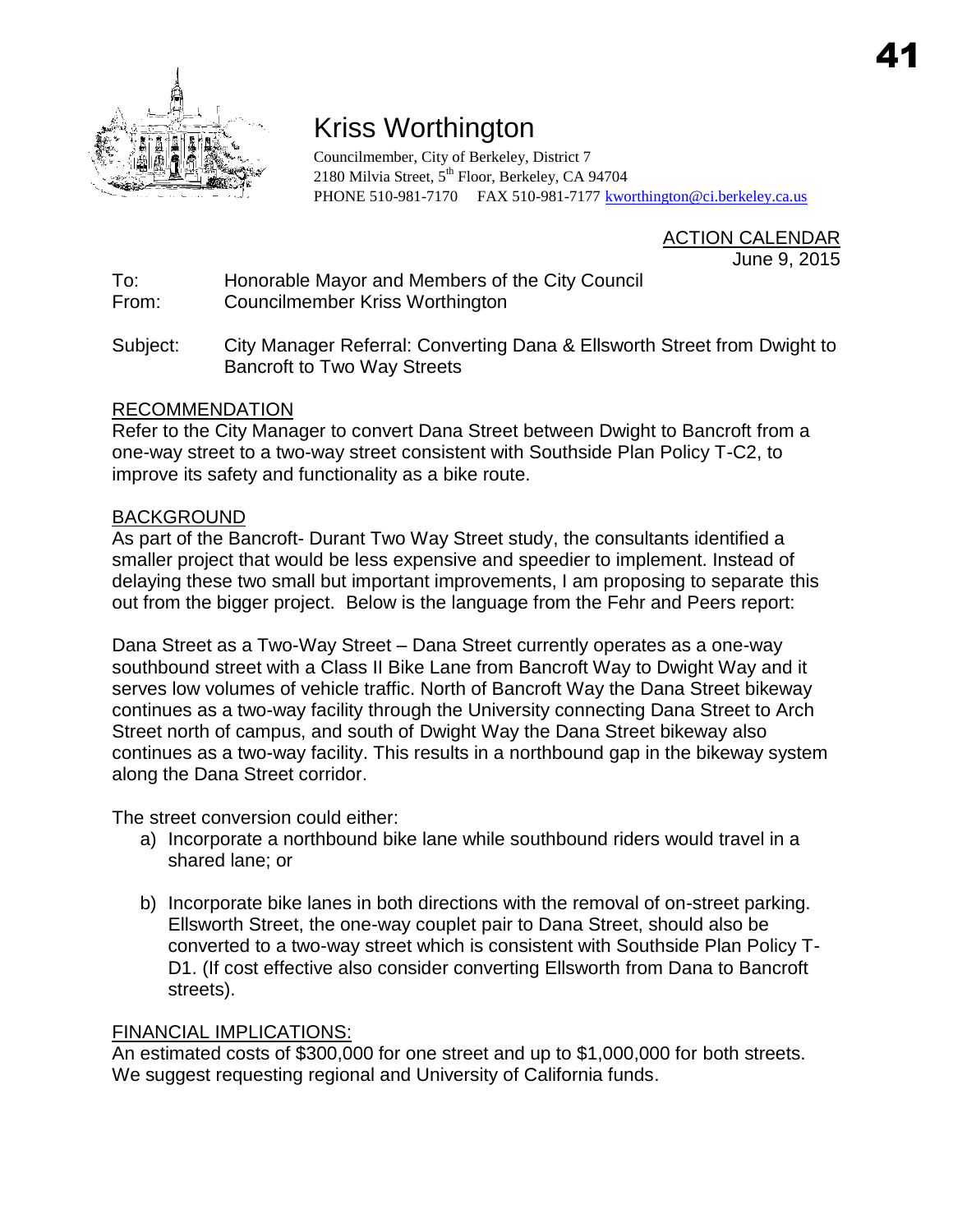# Kriss Worthington

Councilmember, City of Berkeley, District 7
2180 Milvia Street, 5th Floor, Berkeley, CA 94704
PHONE 510-981-7170 FAX 510-981-7177 kworthington@ci.berkeley.ca.us

ACTION CALENDAR
June 9, 2015

To: Honorable Mayor and Members of the City Council
From: Councilmember Kriss Worthington

Subject: City Manager Referral: Converting Dana & Ellsworth Street from Dwight to Bancroft to Two Way Streets

## RECOMMENDATION

Refer to the City Manager to convert Dana Street between Dwight to Bancroft from a one-way street to a two-way street consistent with Southside Plan Policy T-C2, to improve its safety and functionality as a bike route.

## BACKGROUND

As part of the Bancroft- Durant Two Way Street study, the consultants identified a smaller project that would be less expensive and speedier to implement. Instead of delaying these two small but important improvements, I am proposing to separate this out from the bigger project. Below is the language from the Fehr and Peers report:

Dana Street as a Two-Way Street – Dana Street currently operates as a one-way southbound street with a Class II Bike Lane from Bancroft Way to Dwight Way and it serves low volumes of vehicle traffic. North of Bancroft Way the Dana Street bikeway continues as a two-way facility through the University connecting Dana Street to Arch Street north of campus, and south of Dwight Way the Dana Street bikeway also continues as a two-way facility. This results in a northbound gap in the bikeway system along the Dana Street corridor.

The street conversion could either:

a) Incorporate a northbound bike lane while southbound riders would travel in a shared lane; or

b) Incorporate bike lanes in both directions with the removal of on-street parking. Ellsworth Street, the one-way couplet pair to Dana Street, should also be converted to a two-way street which is consistent with Southside Plan Policy T-D1. (If cost effective also consider converting Ellsworth from Dana to Bancroft streets).

## FINANCIAL IMPLICATIONS:

An estimated costs of $300,000 for one street and up to $1,000,000 for both streets. We suggest requesting regional and University of California funds.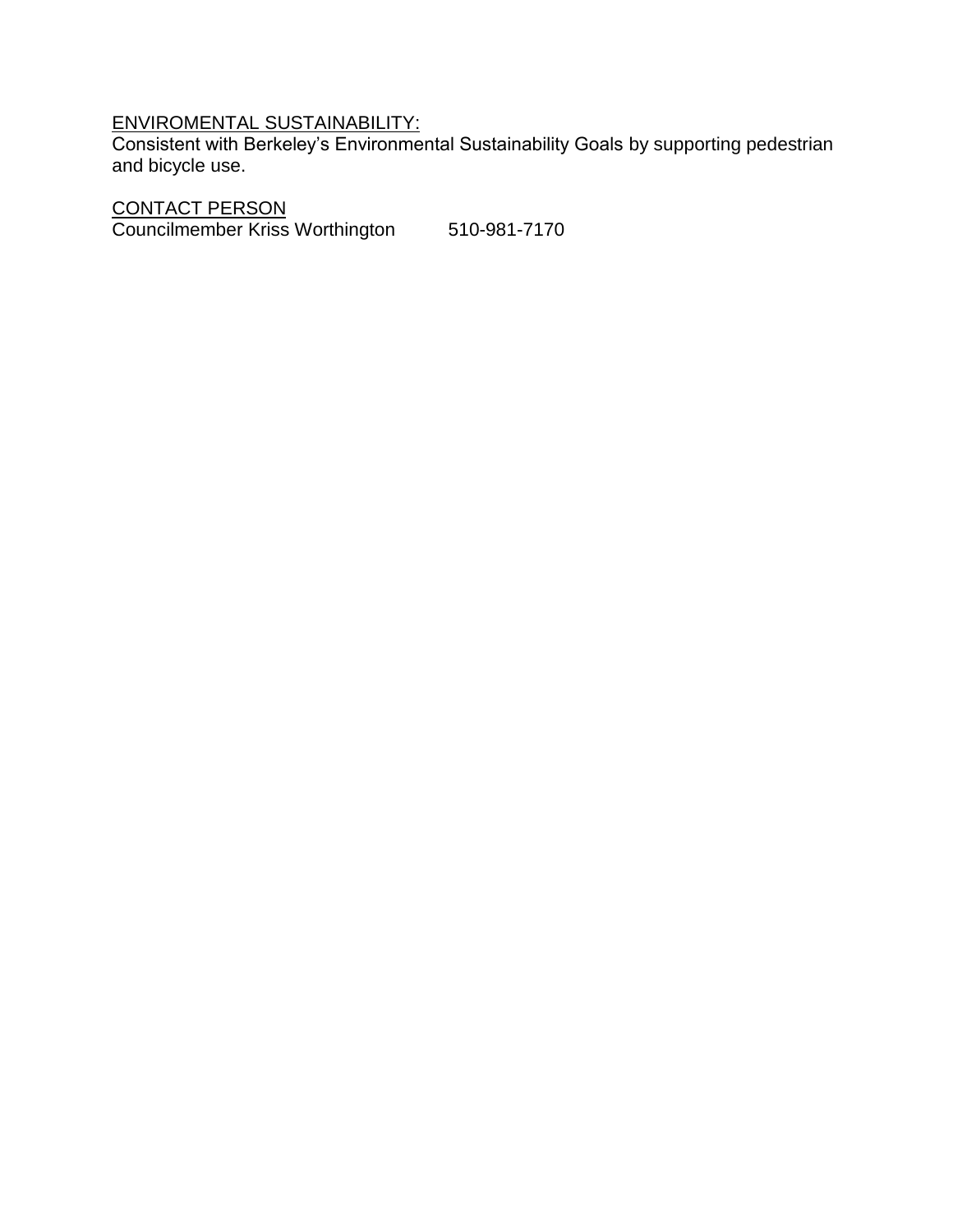ENVIROMENTAL SUSTAINABILITY:

Consistent with Berkeley's Environmental Sustainability Goals by supporting pedestrian and bicycle use.

CONTACT PERSON

Councilmember Kriss Worthington 510-981-7170